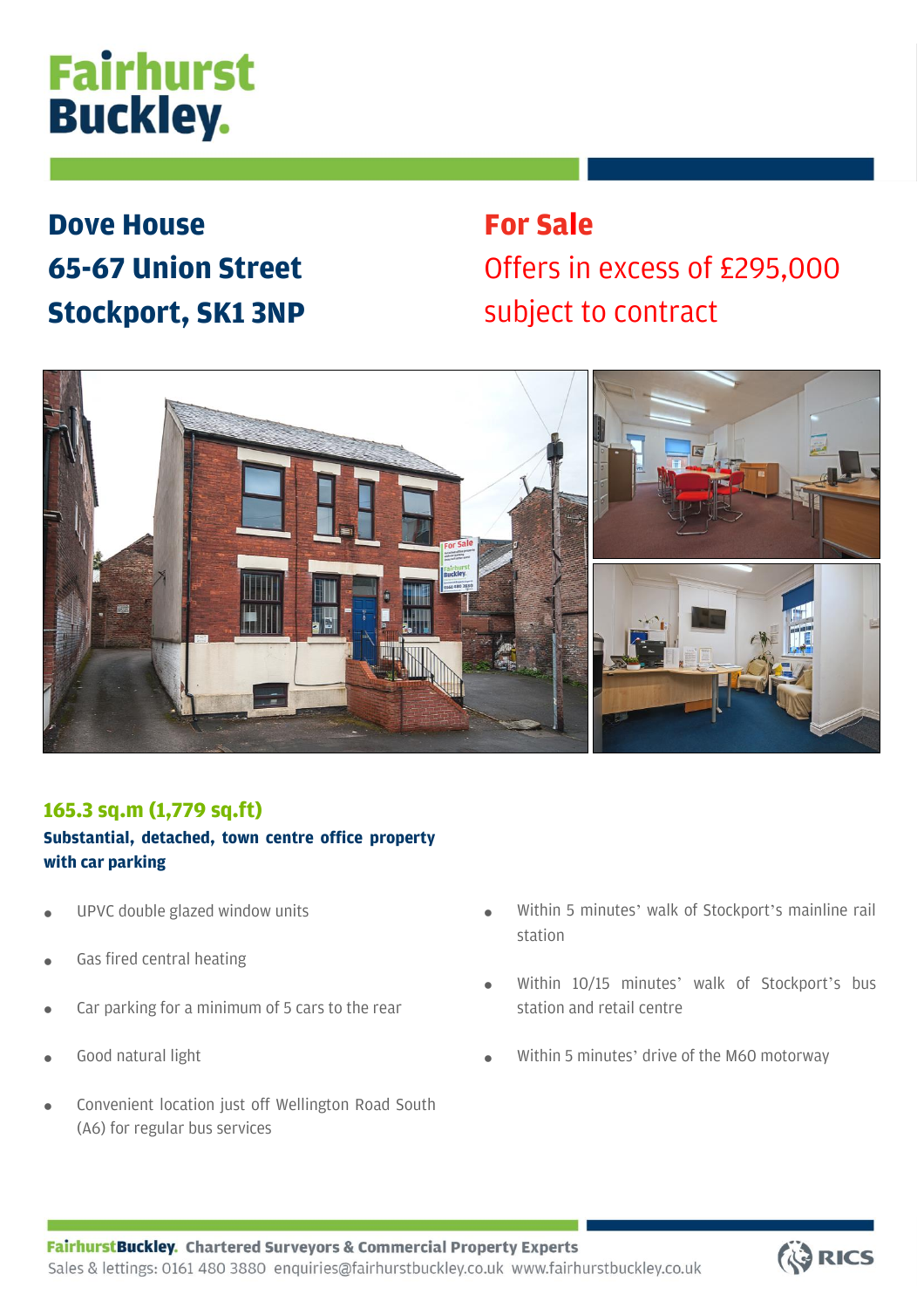# Fairhurst Buckley.

## Dove House
## 65-67 Union Street
## Stockport, SK1 3NP

## For Sale

Offers in excess of £295,000 subject to contract

### 165.3 sq.m (1,779 sq.ft)

**Substantial, detached, town centre office property with car parking**

- UPVC double glazed window units
- Gas fired central heating
- Car parking for a minimum of 5 cars to the rear
- Good natural light
- Convenient location just off Wellington Road South (A6) for regular bus services
- Within 5 minutes' walk of Stockport's mainline rail station
- Within 10/15 minutes' walk of Stockport's bus station and retail centre
- Within 5 minutes' drive of the M60 motorway

**FairhurstBuckley. Chartered Surveyors & Commercial Property Experts**
Sales & lettings: 0161 480 3880 enquiries@fairhurstbuckley.co.uk www.fairhurstbuckley.co.uk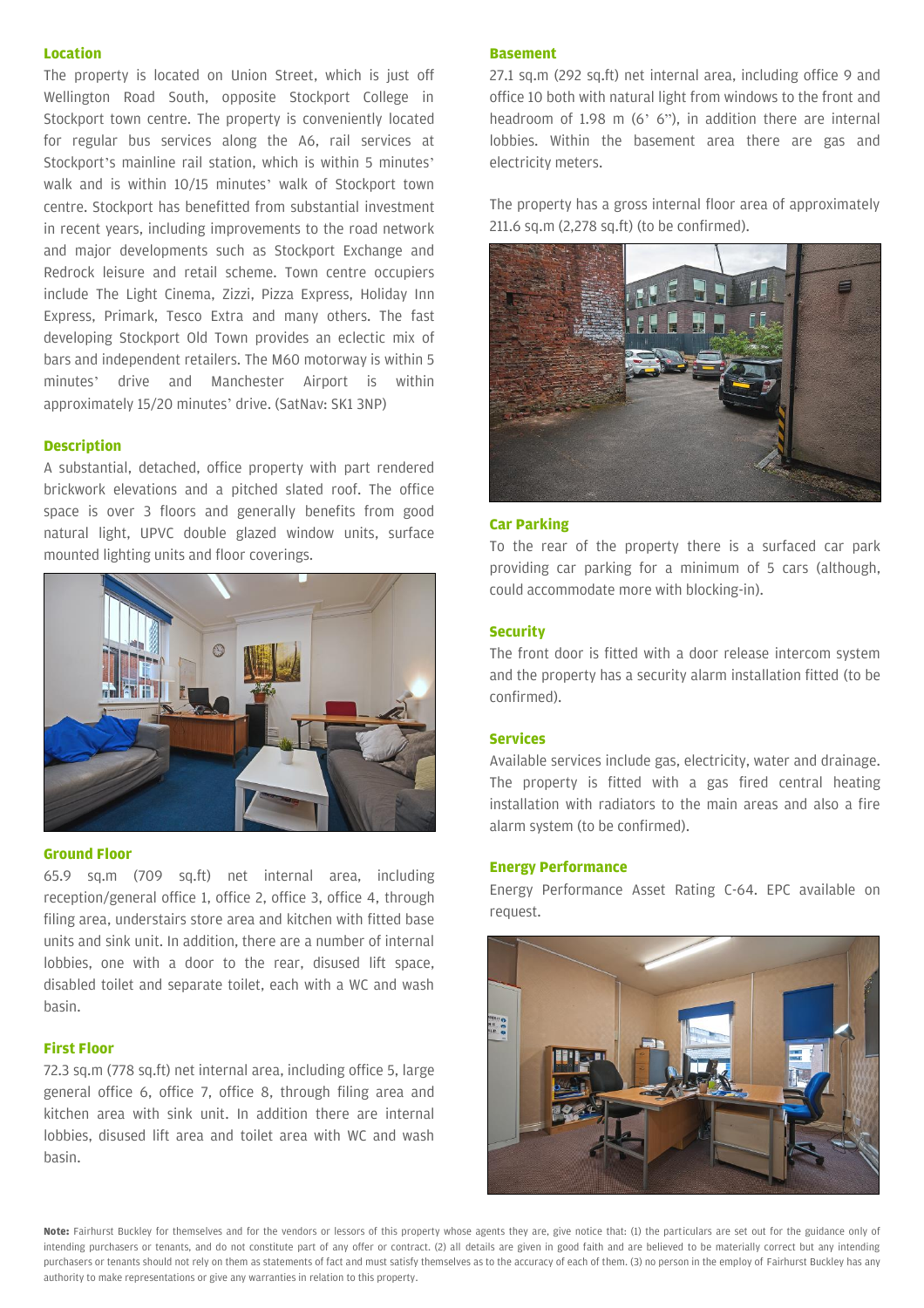## Location

The property is located on Union Street, which is just off Wellington Road South, opposite Stockport College in Stockport town centre. The property is conveniently located for regular bus services along the A6, rail services at Stockport's mainline rail station, which is within 5 minutes' walk and is within 10/15 minutes' walk of Stockport town centre. Stockport has benefitted from substantial investment in recent years, including improvements to the road network and major developments such as Stockport Exchange and Redrock leisure and retail scheme. Town centre occupiers include The Light Cinema, Zizzi, Pizza Express, Holiday Inn Express, Primark, Tesco Extra and many others. The fast developing Stockport Old Town provides an eclectic mix of bars and independent retailers. The M60 motorway is within 5 minutes' drive and Manchester Airport is within approximately 15/20 minutes' drive. (SatNav: SK1 3NP)

## Description

A substantial, detached, office property with part rendered brickwork elevations and a pitched slated roof. The office space is over 3 floors and generally benefits from good natural light, UPVC double glazed window units, surface mounted lighting units and floor coverings.

## Ground Floor

65.9 sq.m (709 sq.ft) net internal area, including reception/general office 1, office 2, office 3, office 4, through filing area, understairs store area and kitchen with fitted base units and sink unit. In addition, there are a number of internal lobbies, one with a door to the rear, disused lift space, disabled toilet and separate toilet, each with a WC and wash basin.

## First Floor

72.3 sq.m (778 sq.ft) net internal area, including office 5, large general office 6, office 7, office 8, through filing area and kitchen area with sink unit. In addition there are internal lobbies, disused lift area and toilet area with WC and wash basin.

## Basement

27.1 sq.m (292 sq.ft) net internal area, including office 9 and office 10 both with natural light from windows to the front and headroom of 1.98 m (6' 6"), in addition there are internal lobbies. Within the basement area there are gas and electricity meters.

The property has a gross internal floor area of approximately 211.6 sq.m (2,278 sq.ft) (to be confirmed).

## Car Parking

To the rear of the property there is a surfaced car park providing car parking for a minimum of 5 cars (although, could accommodate more with blocking-in).

## Security

The front door is fitted with a door release intercom system and the property has a security alarm installation fitted (to be confirmed).

## Services

Available services include gas, electricity, water and drainage. The property is fitted with a gas fired central heating installation with radiators to the main areas and also a fire alarm system (to be confirmed).

## Energy Performance

Energy Performance Asset Rating C-64. EPC available on request.

**Note:** Fairhurst Buckley for themselves and for the vendors or lessors of this property whose agents they are, give notice that: (1) the particulars are set out for the guidance only of intending purchasers or tenants, and do not constitute part of any offer or contract. (2) all details are given in good faith and are believed to be materially correct but any intending purchasers or tenants should not rely on them as statements of fact and must satisfy themselves as to the accuracy of each of them. (3) no person in the employ of Fairhurst Buckley has any authority to make representations or give any warranties in relation to this property.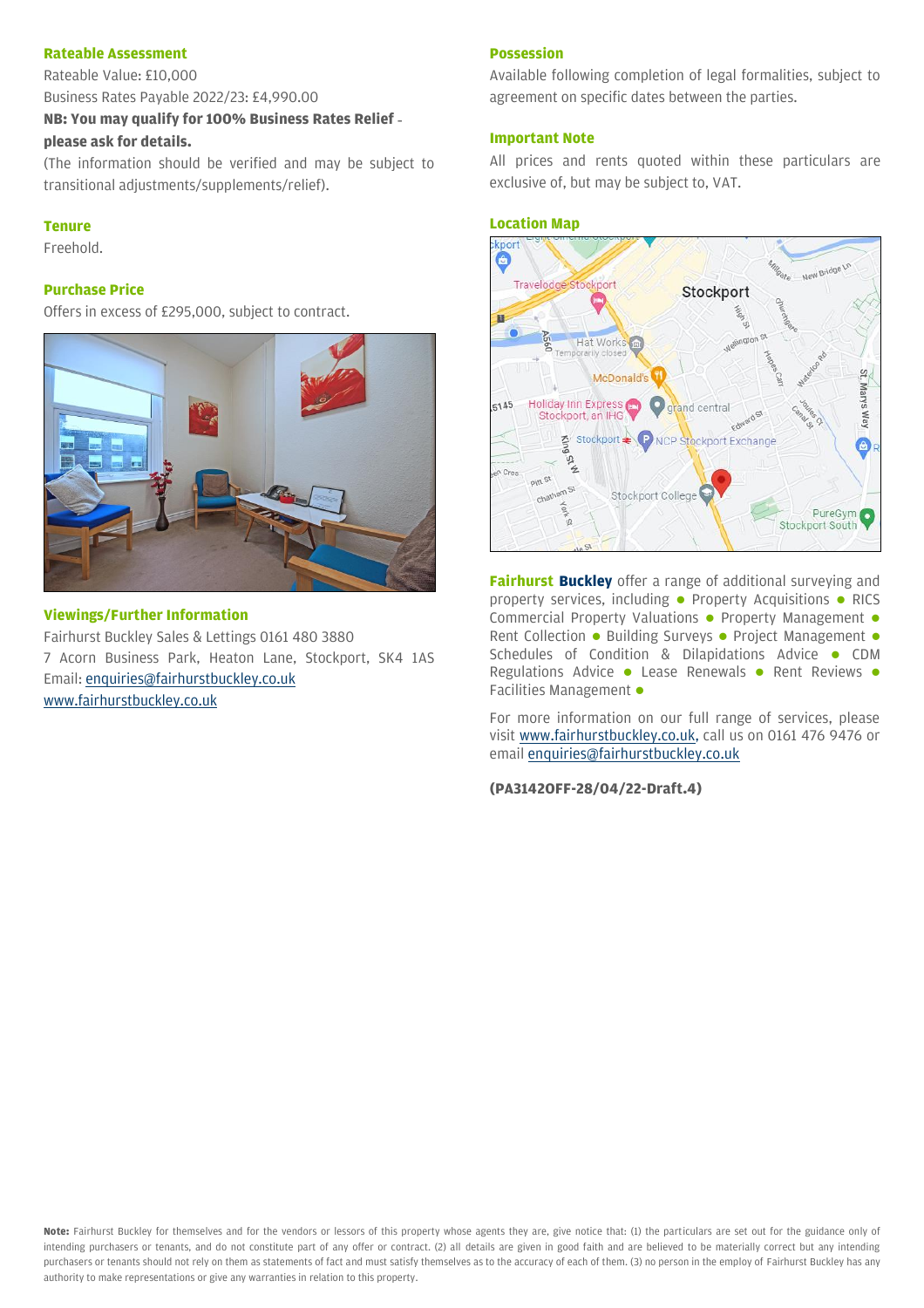## Rateable Assessment

Rateable Value: £10,000

Business Rates Payable 2022/23: £4,990.00

**NB: You may qualify for 100% Business Rates Relief - please ask for details.**

(The information should be verified and may be subject to transitional adjustments/supplements/relief).

## Tenure

Freehold.

## Purchase Price

Offers in excess of £295,000, subject to contract.

## Viewings/Further Information

Fairhurst Buckley Sales & Lettings 0161 480 3880

7 Acorn Business Park, Heaton Lane, Stockport, SK4 1AS

Email: enquiries@fairhurstbuckley.co.uk

www.fairhurstbuckley.co.uk

## Possession

Available following completion of legal formalities, subject to agreement on specific dates between the parties.

## Important Note

All prices and rents quoted within these particulars are exclusive of, but may be subject to, VAT.

## Location Map

**Fairhurst Buckley** offer a range of additional surveying and property services, including ● Property Acquisitions ● RICS Commercial Property Valuations ● Property Management ● Rent Collection ● Building Surveys ● Project Management ● Schedules of Condition & Dilapidations Advice ● CDM Regulations Advice ● Lease Renewals ● Rent Reviews ● Facilities Management ●

For more information on our full range of services, please visit www.fairhurstbuckley.co.uk, call us on 0161 476 9476 or email enquiries@fairhurstbuckley.co.uk

**(PA3142OFF-28/04/22-Draft.4)**

**Note:** Fairhurst Buckley for themselves and for the vendors or lessors of this property whose agents they are, give notice that: (1) the particulars are set out for the guidance only of intending purchasers or tenants, and do not constitute part of any offer or contract. (2) all details are given in good faith and are believed to be materially correct but any intending purchasers or tenants should not rely on them as statements of fact and must satisfy themselves as to the accuracy of each of them. (3) no person in the employ of Fairhurst Buckley has any authority to make representations or give any warranties in relation to this property.